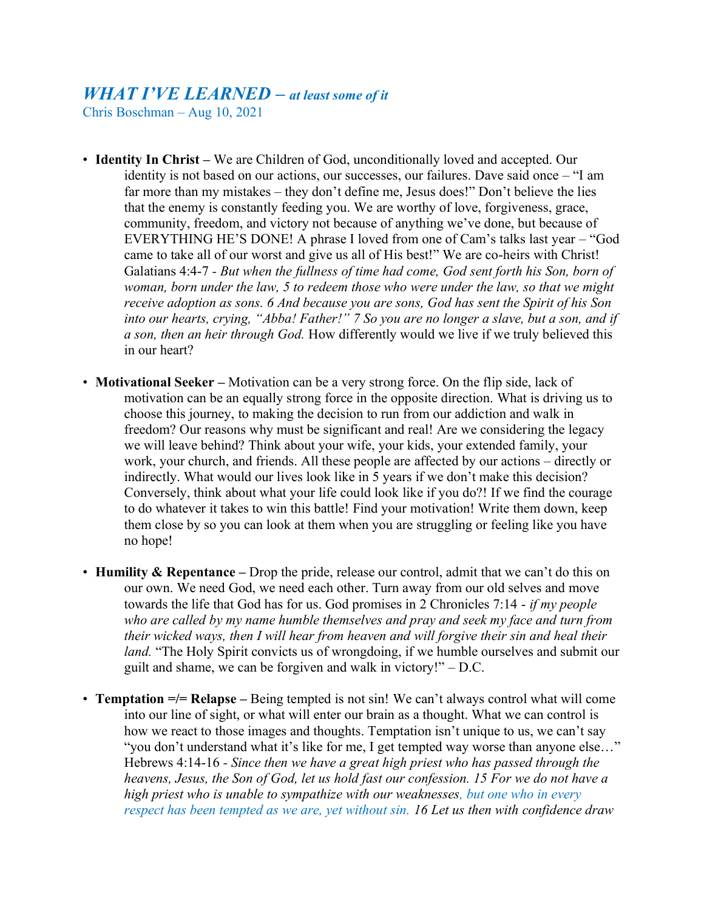# *WHAT I'VE LEARNED – at least some of it*

Chris Boschman – Aug 10, 2021

- **Identity In Christ –** We are Children of God, unconditionally loved and accepted. Our identity is not based on our actions, our successes, our failures. Dave said once – "I am far more than my mistakes – they don't define me, Jesus does!" Don't believe the lies that the enemy is constantly feeding you. We are worthy of love, forgiveness, grace, community, freedom, and victory not because of anything we've done, but because of EVERYTHING HE'S DONE! A phrase I loved from one of Cam's talks last year – "God came to take all of our worst and give us all of His best!" We are co-heirs with Christ! Galatians 4:4-7 - *But when the fullness of time had come, God sent forth his Son, born of woman, born under the law, 5 to redeem those who were under the law, so that we might receive adoption as sons. 6 And because you are sons, God has sent the Spirit of his Son into our hearts, crying, "Abba! Father!" 7 So you are no longer a slave, but a son, and if a son, then an heir through God.* How differently would we live if we truly believed this in our heart?

- **Motivational Seeker –** Motivation can be a very strong force. On the flip side, lack of motivation can be an equally strong force in the opposite direction. What is driving us to choose this journey, to making the decision to run from our addiction and walk in freedom? Our reasons why must be significant and real! Are we considering the legacy we will leave behind? Think about your wife, your kids, your extended family, your work, your church, and friends. All these people are affected by our actions – directly or indirectly. What would our lives look like in 5 years if we don't make this decision? Conversely, think about what your life could look like if you do?! If we find the courage to do whatever it takes to win this battle! Find your motivation! Write them down, keep them close by so you can look at them when you are struggling or feeling like you have no hope!

- **Humility & Repentance –** Drop the pride, release our control, admit that we can't do this on our own. We need God, we need each other. Turn away from our old selves and move towards the life that God has for us. God promises in 2 Chronicles 7:14 - *if my people who are called by my name humble themselves and pray and seek my face and turn from their wicked ways, then I will hear from heaven and will forgive their sin and heal their land.* "The Holy Spirit convicts us of wrongdoing, if we humble ourselves and submit our guilt and shame, we can be forgiven and walk in victory!" – D.C.

- **Temptation =/= Relapse –** Being tempted is not sin! We can't always control what will come into our line of sight, or what will enter our brain as a thought. What we can control is how we react to those images and thoughts. Temptation isn't unique to us, we can't say "you don't understand what it's like for me, I get tempted way worse than anyone else…" Hebrews 4:14-16 - *Since then we have a great high priest who has passed through the heavens, Jesus, the Son of God, let us hold fast our confession. 15 For we do not have a high priest who is unable to sympathize with our weaknesses, but one who in every respect has been tempted as we are, yet without sin. 16 Let us then with confidence draw*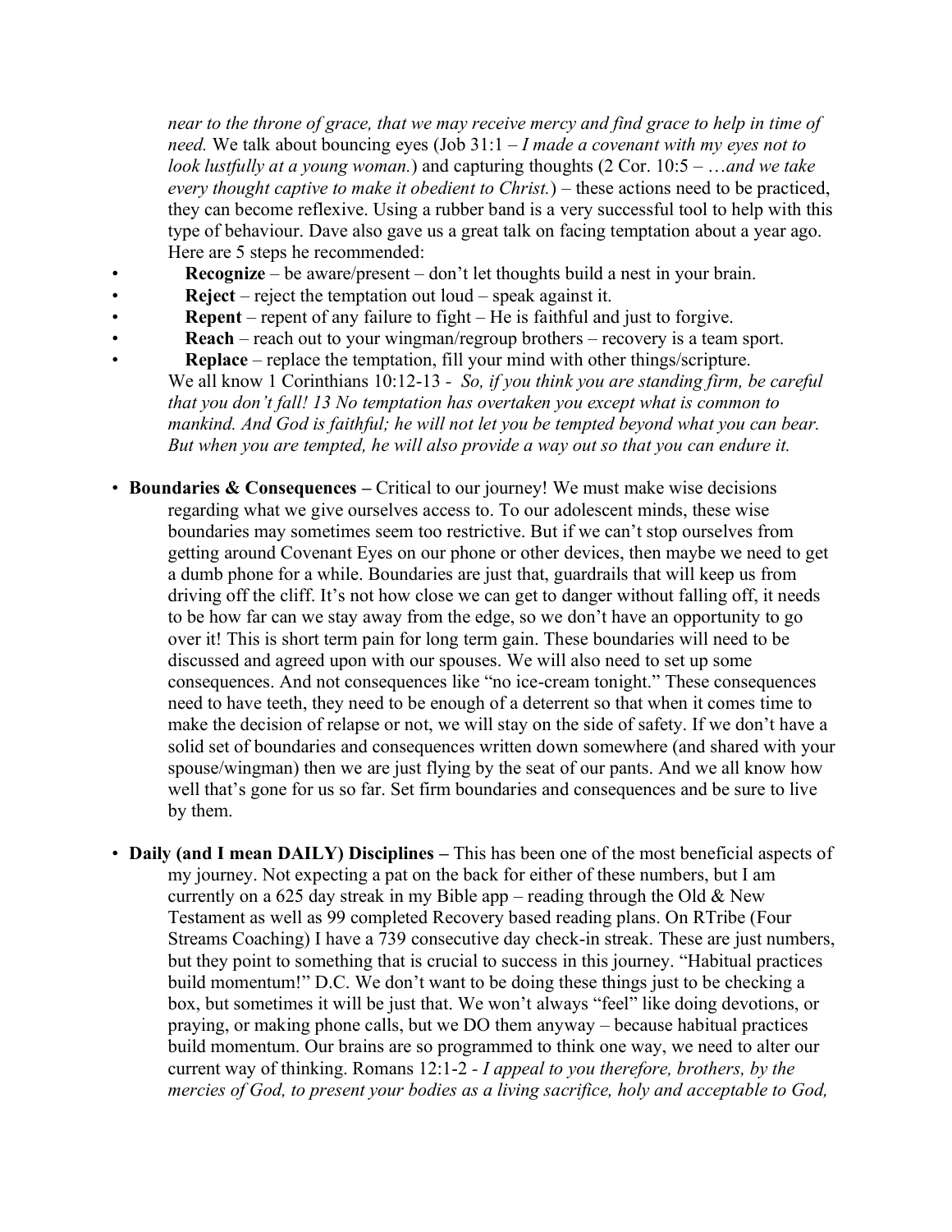*near to the throne of grace, that we may receive mercy and find grace to help in time of need.* We talk about bouncing eyes (Job 31:1 – *I made a covenant with my eyes not to look lustfully at a young woman.*) and capturing thoughts (2 Cor. 10:5 – *…and we take every thought captive to make it obedient to Christ.*) – these actions need to be practiced, they can become reflexive. Using a rubber band is a very successful tool to help with this type of behaviour. Dave also gave us a great talk on facing temptation about a year ago. Here are 5 steps he recommended:

- **Recognize** – be aware/present – don't let thoughts build a nest in your brain.
- **Reject** – reject the temptation out loud – speak against it.
- **Repent** – repent of any failure to fight – He is faithful and just to forgive.
- **Reach** – reach out to your wingman/regroup brothers – recovery is a team sport.
- **Replace** – replace the temptation, fill your mind with other things/scripture.

We all know 1 Corinthians 10:12-13 - *So, if you think you are standing firm, be careful that you don't fall! 13 No temptation has overtaken you except what is common to mankind. And God is faithful; he will not let you be tempted beyond what you can bear. But when you are tempted, he will also provide a way out so that you can endure it.*

- **Boundaries & Consequences –** Critical to our journey! We must make wise decisions regarding what we give ourselves access to. To our adolescent minds, these wise boundaries may sometimes seem too restrictive. But if we can't stop ourselves from getting around Covenant Eyes on our phone or other devices, then maybe we need to get a dumb phone for a while. Boundaries are just that, guardrails that will keep us from driving off the cliff. It's not how close we can get to danger without falling off, it needs to be how far can we stay away from the edge, so we don't have an opportunity to go over it! This is short term pain for long term gain. These boundaries will need to be discussed and agreed upon with our spouses. We will also need to set up some consequences. And not consequences like "no ice-cream tonight." These consequences need to have teeth, they need to be enough of a deterrent so that when it comes time to make the decision of relapse or not, we will stay on the side of safety. If we don't have a solid set of boundaries and consequences written down somewhere (and shared with your spouse/wingman) then we are just flying by the seat of our pants. And we all know how well that's gone for us so far. Set firm boundaries and consequences and be sure to live by them.

- **Daily (and I mean DAILY) Disciplines –** This has been one of the most beneficial aspects of my journey. Not expecting a pat on the back for either of these numbers, but I am currently on a 625 day streak in my Bible app – reading through the Old & New Testament as well as 99 completed Recovery based reading plans. On RTribe (Four Streams Coaching) I have a 739 consecutive day check-in streak. These are just numbers, but they point to something that is crucial to success in this journey. "Habitual practices build momentum!" D.C. We don't want to be doing these things just to be checking a box, but sometimes it will be just that. We won't always "feel" like doing devotions, or praying, or making phone calls, but we DO them anyway – because habitual practices build momentum. Our brains are so programmed to think one way, we need to alter our current way of thinking. Romans 12:1-2 - *I appeal to you therefore, brothers, by the mercies of God, to present your bodies as a living sacrifice, holy and acceptable to God,*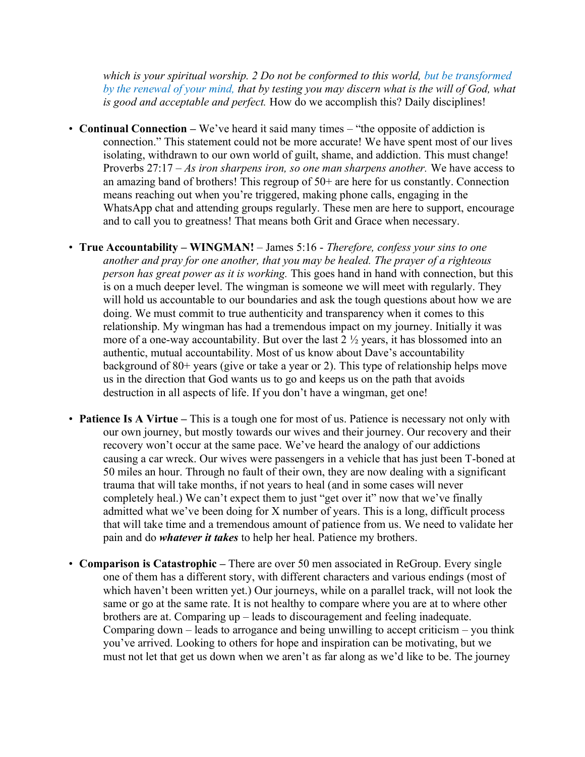*which is your spiritual worship. 2 Do not be conformed to this world, but be transformed by the renewal of your mind, that by testing you may discern what is the will of God, what is good and acceptable and perfect.* How do we accomplish this? Daily disciplines!

- **Continual Connection –** We've heard it said many times – "the opposite of addiction is connection." This statement could not be more accurate! We have spent most of our lives isolating, withdrawn to our own world of guilt, shame, and addiction. This must change! Proverbs 27:17 – *As iron sharpens iron, so one man sharpens another.* We have access to an amazing band of brothers! This regroup of 50+ are here for us constantly. Connection means reaching out when you're triggered, making phone calls, engaging in the WhatsApp chat and attending groups regularly. These men are here to support, encourage and to call you to greatness! That means both Grit and Grace when necessary.

- **True Accountability – WINGMAN!** – James 5:16 - *Therefore, confess your sins to one another and pray for one another, that you may be healed. The prayer of a righteous person has great power as it is working.* This goes hand in hand with connection, but this is on a much deeper level. The wingman is someone we will meet with regularly. They will hold us accountable to our boundaries and ask the tough questions about how we are doing. We must commit to true authenticity and transparency when it comes to this relationship. My wingman has had a tremendous impact on my journey. Initially it was more of a one-way accountability. But over the last 2 ½ years, it has blossomed into an authentic, mutual accountability. Most of us know about Dave's accountability background of 80+ years (give or take a year or 2). This type of relationship helps move us in the direction that God wants us to go and keeps us on the path that avoids destruction in all aspects of life. If you don't have a wingman, get one!

- **Patience Is A Virtue –** This is a tough one for most of us. Patience is necessary not only with our own journey, but mostly towards our wives and their journey. Our recovery and their recovery won't occur at the same pace. We've heard the analogy of our addictions causing a car wreck. Our wives were passengers in a vehicle that has just been T-boned at 50 miles an hour. Through no fault of their own, they are now dealing with a significant trauma that will take months, if not years to heal (and in some cases will never completely heal.) We can't expect them to just "get over it" now that we've finally admitted what we've been doing for X number of years. This is a long, difficult process that will take time and a tremendous amount of patience from us. We need to validate her pain and do ***whatever it takes*** to help her heal. Patience my brothers.

- **Comparison is Catastrophic –** There are over 50 men associated in ReGroup. Every single one of them has a different story, with different characters and various endings (most of which haven't been written yet.) Our journeys, while on a parallel track, will not look the same or go at the same rate. It is not healthy to compare where you are at to where other brothers are at. Comparing up – leads to discouragement and feeling inadequate. Comparing down – leads to arrogance and being unwilling to accept criticism – you think you've arrived. Looking to others for hope and inspiration can be motivating, but we must not let that get us down when we aren't as far along as we'd like to be. The journey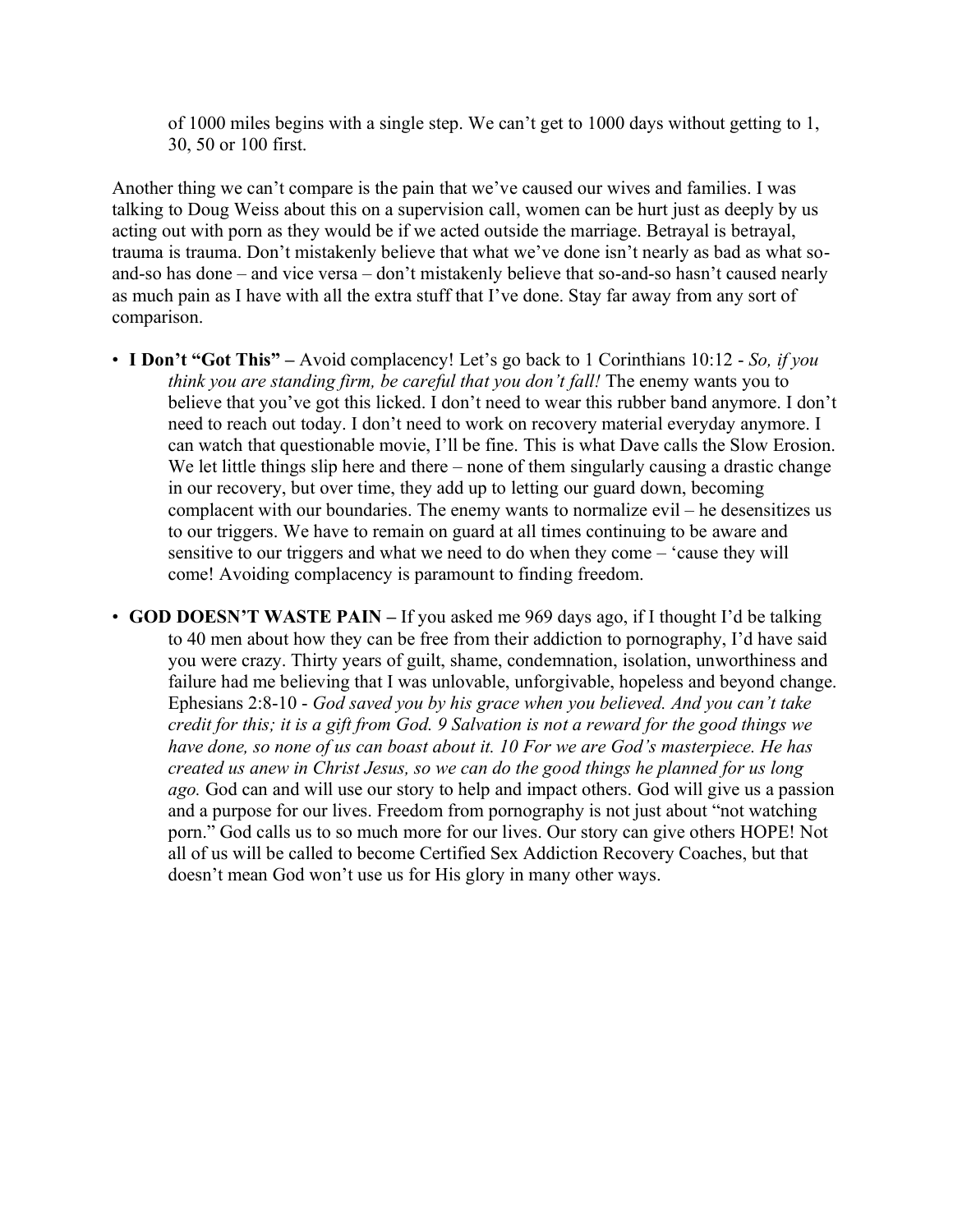of 1000 miles begins with a single step. We can't get to 1000 days without getting to 1, 30, 50 or 100 first.

Another thing we can't compare is the pain that we've caused our wives and families. I was talking to Doug Weiss about this on a supervision call, women can be hurt just as deeply by us acting out with porn as they would be if we acted outside the marriage. Betrayal is betrayal, trauma is trauma. Don't mistakenly believe that what we've done isn't nearly as bad as what so-and-so has done – and vice versa – don't mistakenly believe that so-and-so hasn't caused nearly as much pain as I have with all the extra stuff that I've done. Stay far away from any sort of comparison.

- **I Don't "Got This" –** Avoid complacency! Let's go back to 1 Corinthians 10:12 - *So, if you think you are standing firm, be careful that you don't fall!* The enemy wants you to believe that you've got this licked. I don't need to wear this rubber band anymore. I don't need to reach out today. I don't need to work on recovery material everyday anymore. I can watch that questionable movie, I'll be fine. This is what Dave calls the Slow Erosion. We let little things slip here and there – none of them singularly causing a drastic change in our recovery, but over time, they add up to letting our guard down, becoming complacent with our boundaries. The enemy wants to normalize evil – he desensitizes us to our triggers. We have to remain on guard at all times continuing to be aware and sensitive to our triggers and what we need to do when they come – 'cause they will come! Avoiding complacency is paramount to finding freedom.
- **GOD DOESN'T WASTE PAIN –** If you asked me 969 days ago, if I thought I'd be talking to 40 men about how they can be free from their addiction to pornography, I'd have said you were crazy. Thirty years of guilt, shame, condemnation, isolation, unworthiness and failure had me believing that I was unlovable, unforgivable, hopeless and beyond change. Ephesians 2:8-10 - *God saved you by his grace when you believed. And you can't take credit for this; it is a gift from God. 9 Salvation is not a reward for the good things we have done, so none of us can boast about it. 10 For we are God's masterpiece. He has created us anew in Christ Jesus, so we can do the good things he planned for us long ago.* God can and will use our story to help and impact others. God will give us a passion and a purpose for our lives. Freedom from pornography is not just about "not watching porn." God calls us to so much more for our lives. Our story can give others HOPE! Not all of us will be called to become Certified Sex Addiction Recovery Coaches, but that doesn't mean God won't use us for His glory in many other ways.